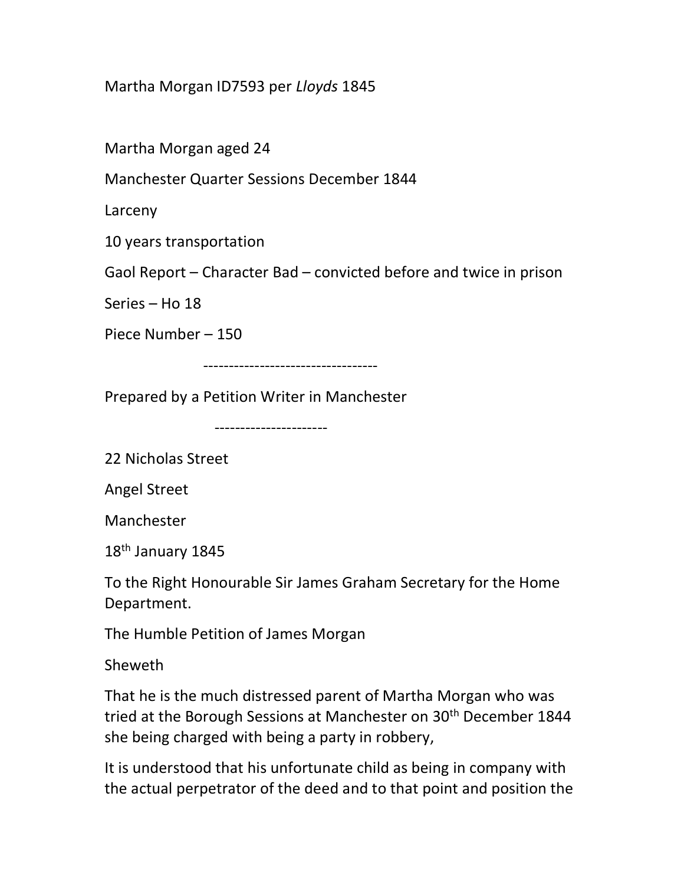Martha Morgan ID7593 per *Lloyds* 1845

Martha Morgan aged 24

Manchester Quarter Sessions December 1844

Larceny

10 years transportation

Gaol Report – Character Bad – convicted before and twice in prison

Series – Ho 18

Piece Number – 150

----------------------------------

Prepared by a Petition Writer in Manchester

----------------------

22 Nicholas Street

Angel Street

Manchester

18th January 1845

To the Right Honourable Sir James Graham Secretary for the Home Department.

The Humble Petition of James Morgan

Sheweth

That he is the much distressed parent of Martha Morgan who was tried at the Borough Sessions at Manchester on 30th December 1844 she being charged with being a party in robbery,

It is understood that his unfortunate child as being in company with the actual perpetrator of the deed and to that point and position the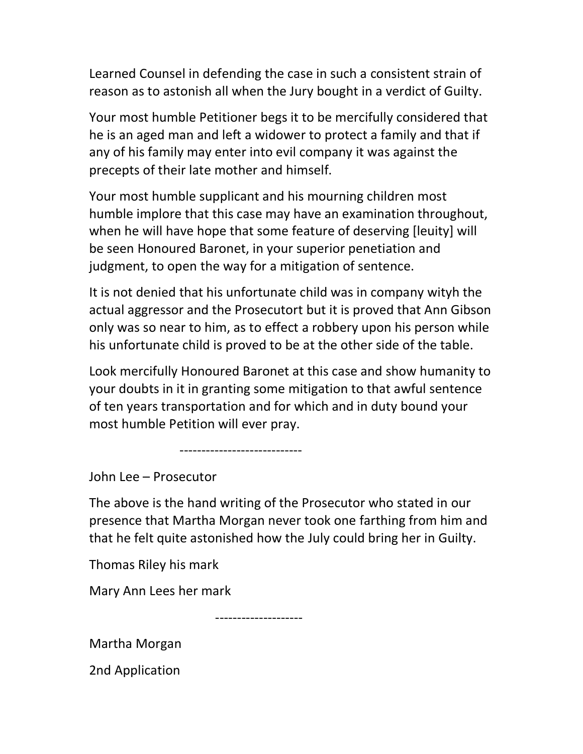Learned Counsel in defending the case in such a consistent strain of reason as to astonish all when the Jury bought in a verdict of Guilty.

Your most humble Petitioner begs it to be mercifully considered that he is an aged man and left a widower to protect a family and that if any of his family may enter into evil company it was against the precepts of their late mother and himself.

Your most humble supplicant and his mourning children most humble implore that this case may have an examination throughout, when he will have hope that some feature of deserving [leuity] will be seen Honoured Baronet, in your superior penetiation and judgment, to open the way for a mitigation of sentence.

It is not denied that his unfortunate child was in company wityh the actual aggressor and the Prosecutort but it is proved that Ann Gibson only was so near to him, as to effect a robbery upon his person while his unfortunate child is proved to be at the other side of the table.

Look mercifully Honoured Baronet at this case and show humanity to your doubts in it in granting some mitigation to that awful sentence of ten years transportation and for which and in duty bound your most humble Petition will ever pray.

----------------------------

John Lee – Prosecutor

The above is the hand writing of the Prosecutor who stated in our presence that Martha Morgan never took one farthing from him and that he felt quite astonished how the July could bring her in Guilty.

Thomas Riley his mark

Mary Ann Lees her mark

--------------------

Martha Morgan

2nd Application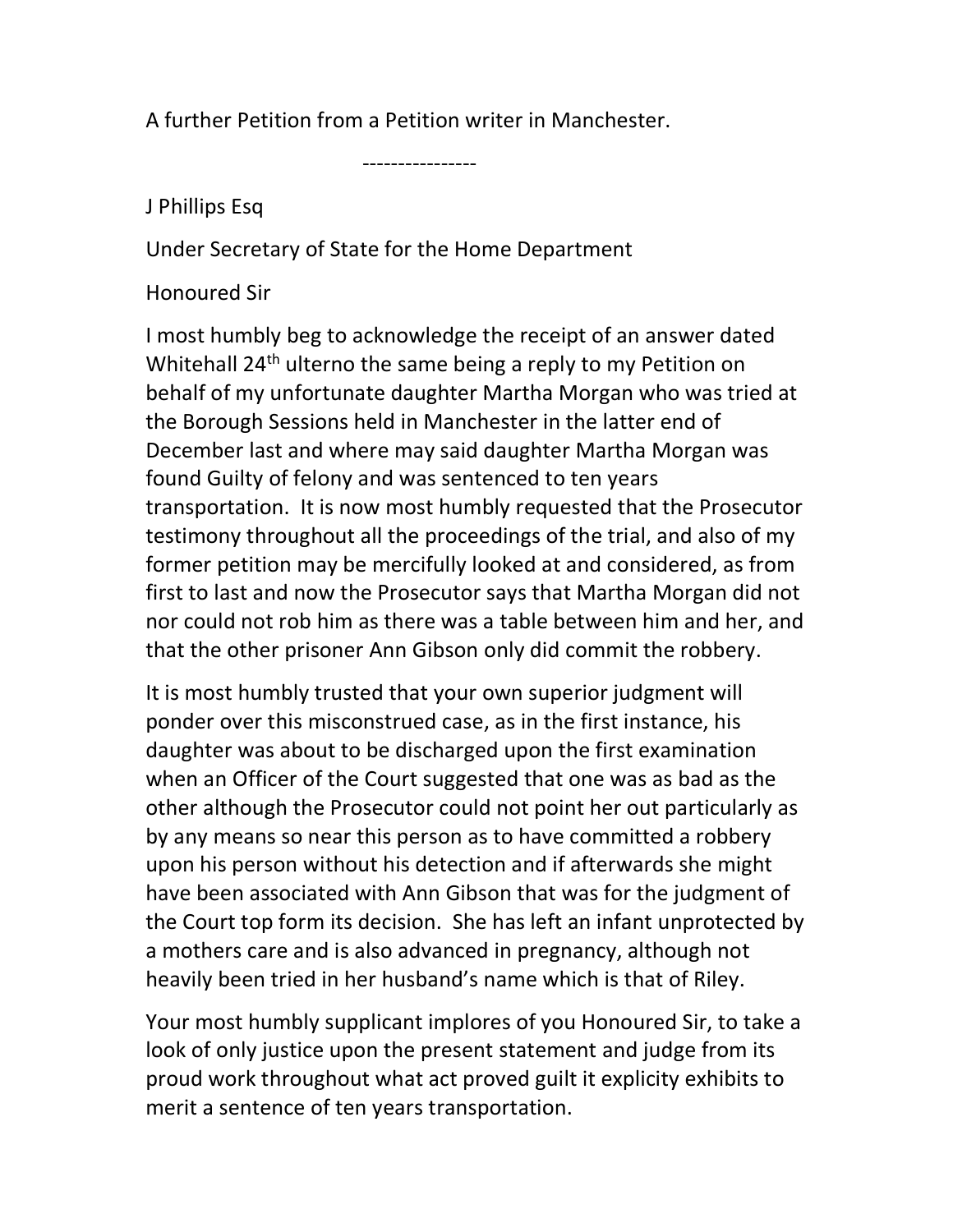A further Petition from a Petition writer in Manchester.

----------------

J Phillips Esq

Under Secretary of State for the Home Department

Honoured Sir

I most humbly beg to acknowledge the receipt of an answer dated Whitehall 24th ulterno the same being a reply to my Petition on behalf of my unfortunate daughter Martha Morgan who was tried at the Borough Sessions held in Manchester in the latter end of December last and where may said daughter Martha Morgan was found Guilty of felony and was sentenced to ten years transportation. It is now most humbly requested that the Prosecutor testimony throughout all the proceedings of the trial, and also of my former petition may be mercifully looked at and considered, as from first to last and now the Prosecutor says that Martha Morgan did not nor could not rob him as there was a table between him and her, and that the other prisoner Ann Gibson only did commit the robbery.

It is most humbly trusted that your own superior judgment will ponder over this misconstrued case, as in the first instance, his daughter was about to be discharged upon the first examination when an Officer of the Court suggested that one was as bad as the other although the Prosecutor could not point her out particularly as by any means so near this person as to have committed a robbery upon his person without his detection and if afterwards she might have been associated with Ann Gibson that was for the judgment of the Court top form its decision. She has left an infant unprotected by a mothers care and is also advanced in pregnancy, although not heavily been tried in her husband's name which is that of Riley.

Your most humbly supplicant implores of you Honoured Sir, to take a look of only justice upon the present statement and judge from its proud work throughout what act proved guilt it explicity exhibits to merit a sentence of ten years transportation.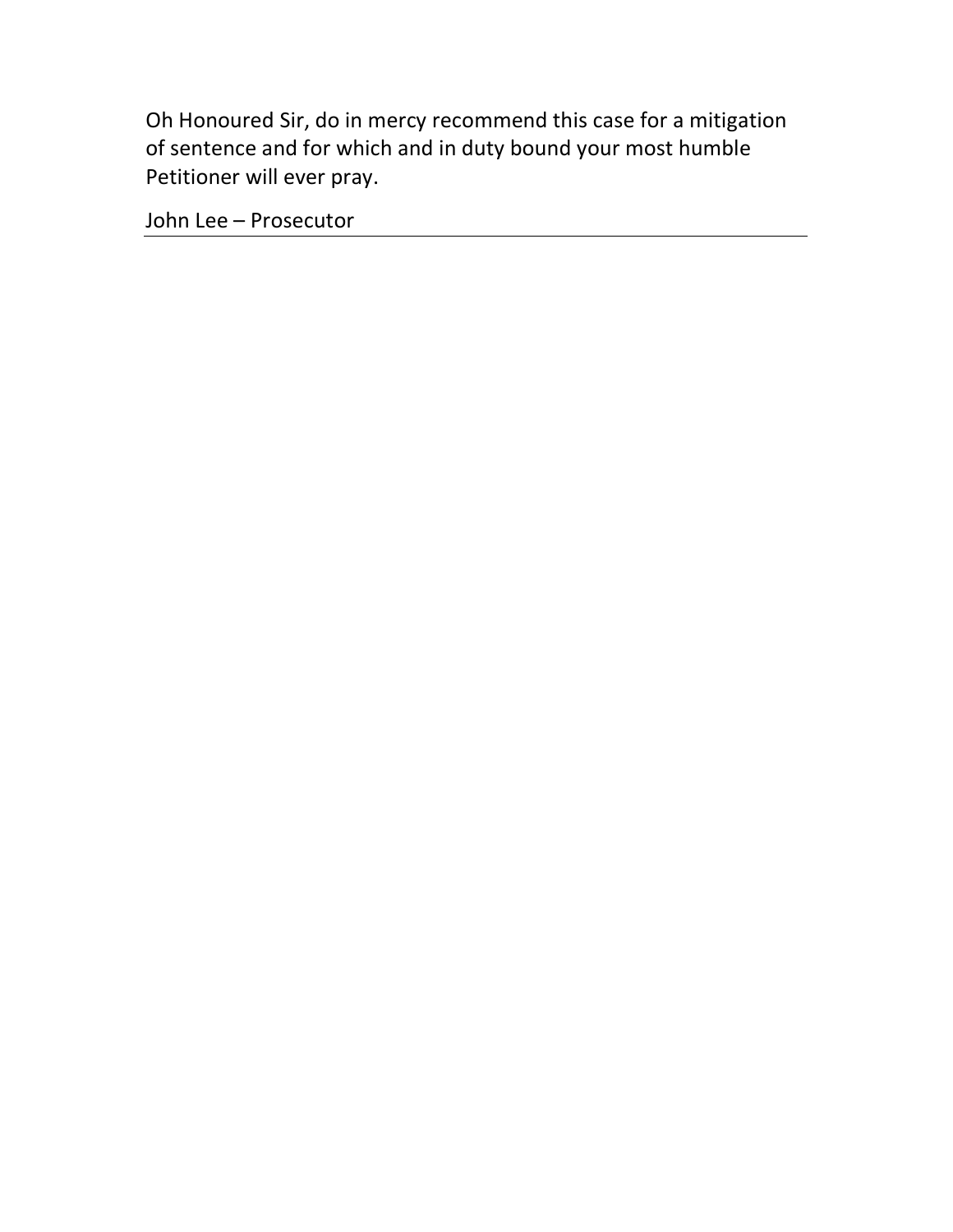Oh Honoured Sir, do in mercy recommend this case for a mitigation of sentence and for which and in duty bound your most humble Petitioner will ever pray.

John Lee – Prosecutor

---